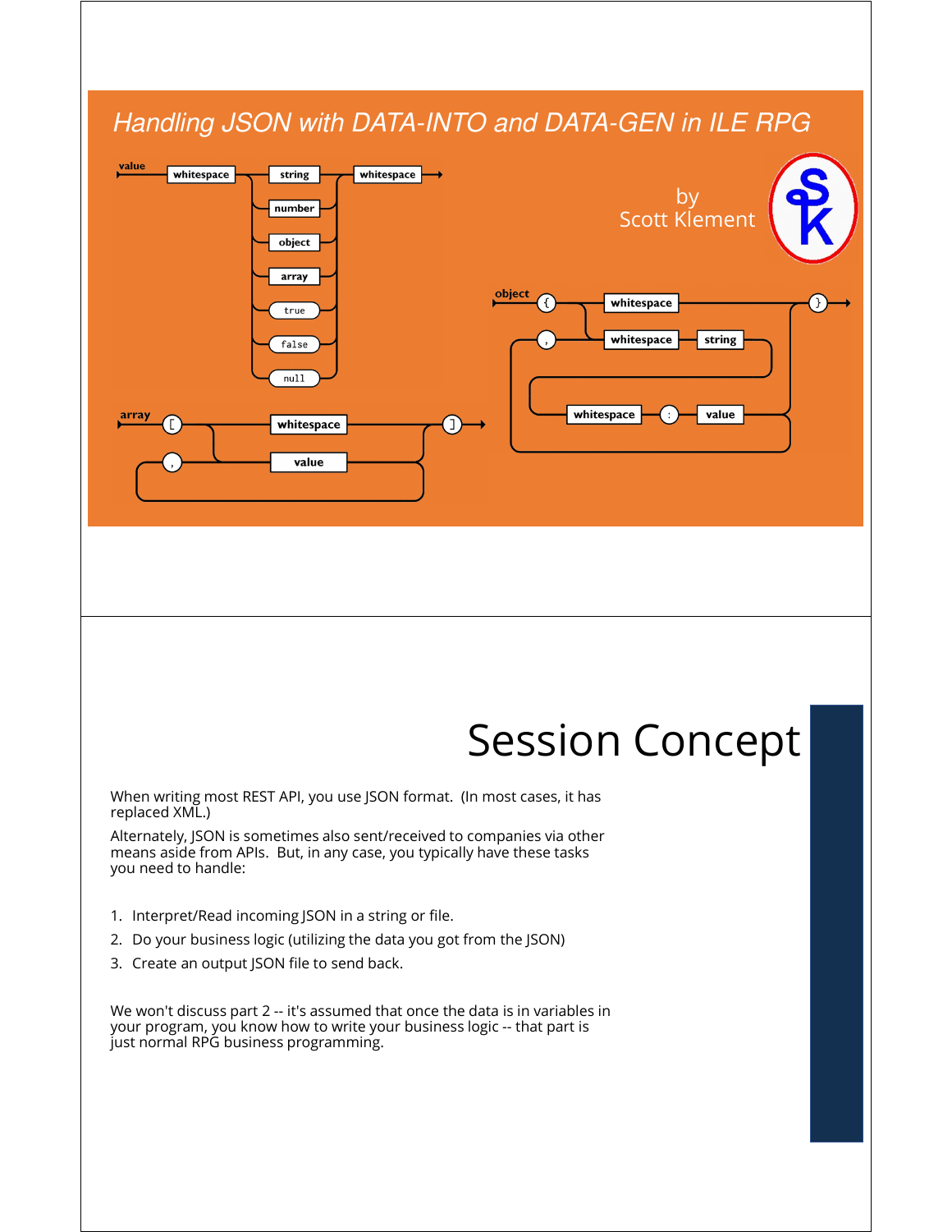# Handling JSON with DATA-INTO and DATA-GEN in ILE RPG

by
Scott Klement

## Session Concept

When writing most REST API, you use JSON format. (In most cases, it has replaced XML.)

Alternately, JSON is sometimes also sent/received to companies via other means aside from APIs. But, in any case, you typically have these tasks you need to handle:

1. Interpret/Read incoming JSON in a string or file.
2. Do your business logic (utilizing the data you got from the JSON)
3. Create an output JSON file to send back.

We won't discuss part 2 -- it's assumed that once the data is in variables in your program, you know how to write your business logic -- that part is just normal RPG business programming.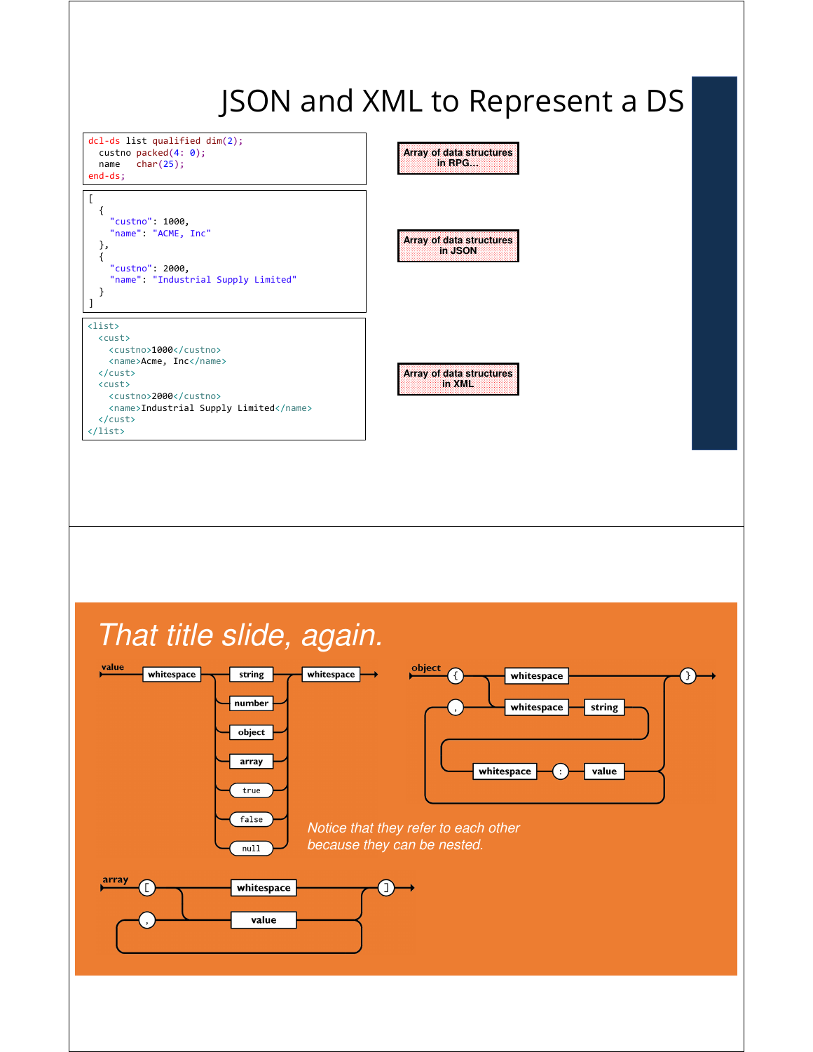# JSON and XML to Represent a DS

```
dcl-ds list qualified dim(2);
  custno packed(4: 0);
  name   char(25);
end-ds;
```

Array of data structures in RPG…

```
[
  {
    "custno": 1000,
    "name": "ACME, Inc"
  },
  {
    "custno": 2000,
    "name": "Industrial Supply Limited"
  }
]
```

Array of data structures in JSON

```
<list>
  <cust>
    <custno>1000</custno>
    <name>Acme, Inc</name>
  </cust>
  <cust>
    <custno>2000</custno>
    <name>Industrial Supply Limited</name>
  </cust>
</list>
```

Array of data structures in XML

# *That title slide, again.*

value: whitespace → (string | number | object | array | true | false | null) → whitespace

object: { → (whitespace | whitespace string whitespace : value , …) → }

array: [ → (whitespace | value , …) → ]

*Notice that they refer to each other because they can be nested.*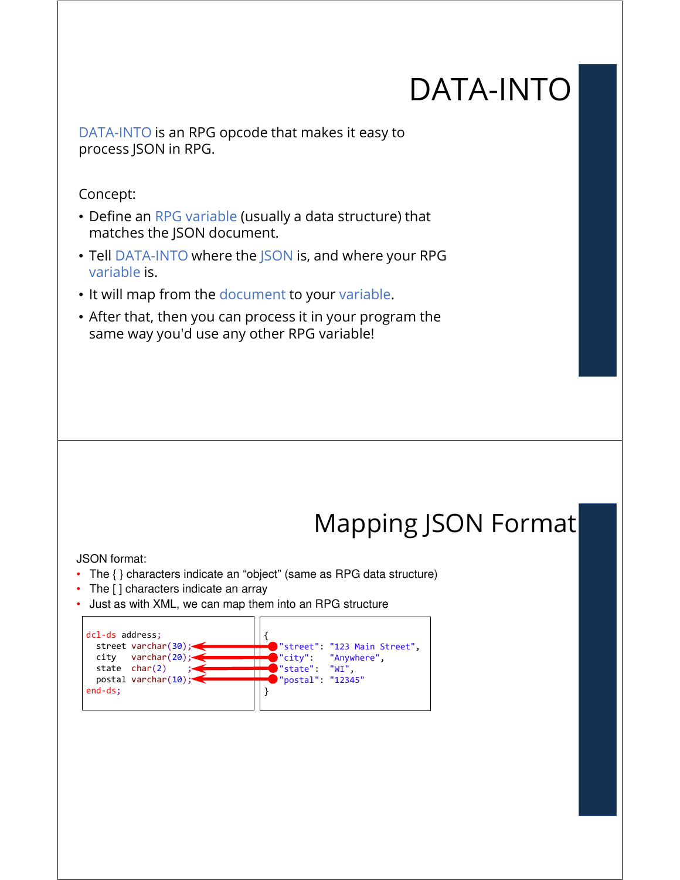# DATA-INTO

DATA-INTO is an RPG opcode that makes it easy to process JSON in RPG.

Concept:

- Define an RPG variable (usually a data structure) that matches the JSON document.
- Tell DATA-INTO where the JSON is, and where your RPG variable is.
- It will map from the document to your variable.
- After that, then you can process it in your program the same way you'd use any other RPG variable!

# Mapping JSON Format

JSON format:

- The { } characters indicate an "object" (same as RPG data structure)
- The [ ] characters indicate an array
- Just as with XML, we can map them into an RPG structure

```
dcl-ds address;
  street varchar(30);
  city   varchar(20);
  state  char(2)    ;
  postal varchar(10);
end-ds;
```

```
{
  "street": "123 Main Street",
  "city":   "Anywhere",
  "state":  "WI",
  "postal": "12345"
}
```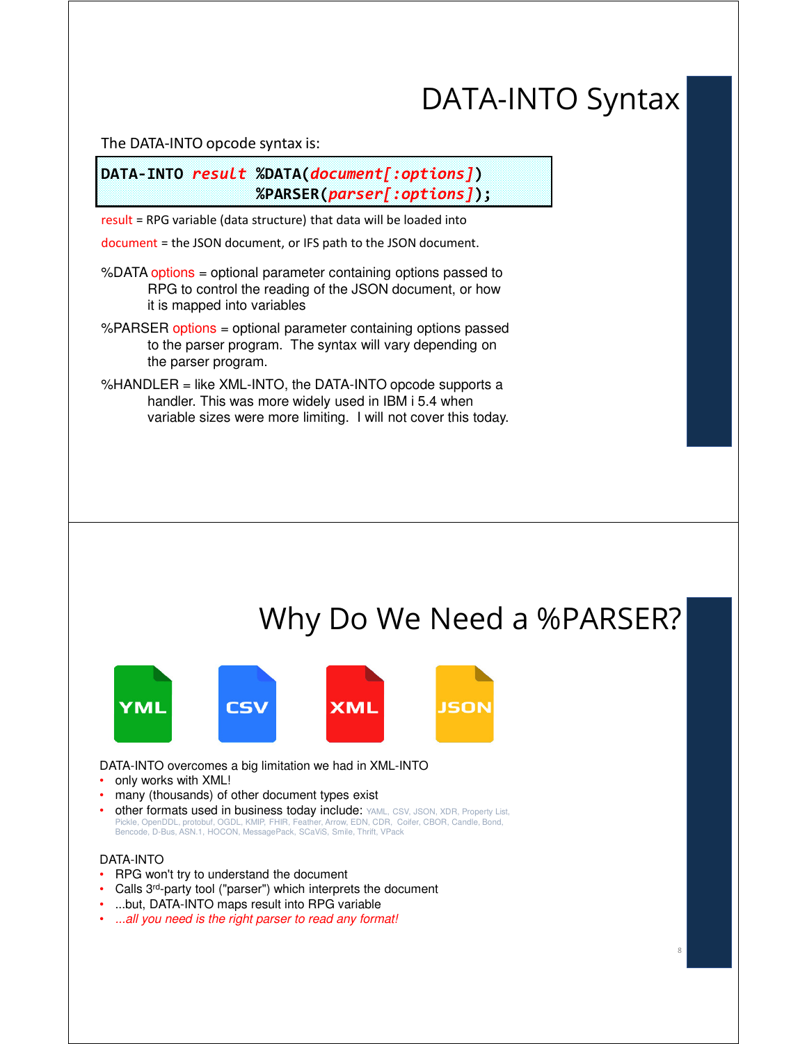# DATA-INTO Syntax

The DATA-INTO opcode syntax is:

```
DATA-INTO result %DATA(document[:options])
                 %PARSER(parser[:options]);
```

result = RPG variable (data structure) that data will be loaded into

document = the JSON document, or IFS path to the JSON document.

%DATA options = optional parameter containing options passed to RPG to control the reading of the JSON document, or how it is mapped into variables

%PARSER options = optional parameter containing options passed to the parser program. The syntax will vary depending on the parser program.

%HANDLER = like XML-INTO, the DATA-INTO opcode supports a handler. This was more widely used in IBM i 5.4 when variable sizes were more limiting. I will not cover this today.

# Why Do We Need a %PARSER?

YML CSV XML JSON

DATA-INTO overcomes a big limitation we had in XML-INTO

- only works with XML!
- many (thousands) of other document types exist
- other formats used in business today include: YAML, CSV, JSON, XDR, Property List, Pickle, OpenDDL, protobuf, OGDL, KMIP, FHIR, Feather, Arrow, EDN, CDR, Coifer, CBOR, Candle, Bond, Bencode, D-Bus, ASN.1, HOCON, MessagePack, SCaViS, Smile, Thrift, VPack

DATA-INTO

- RPG won't try to understand the document
- Calls 3rd-party tool ("parser") which interprets the document
- ...but, DATA-INTO maps result into RPG variable
- *...all you need is the right parser to read any format!*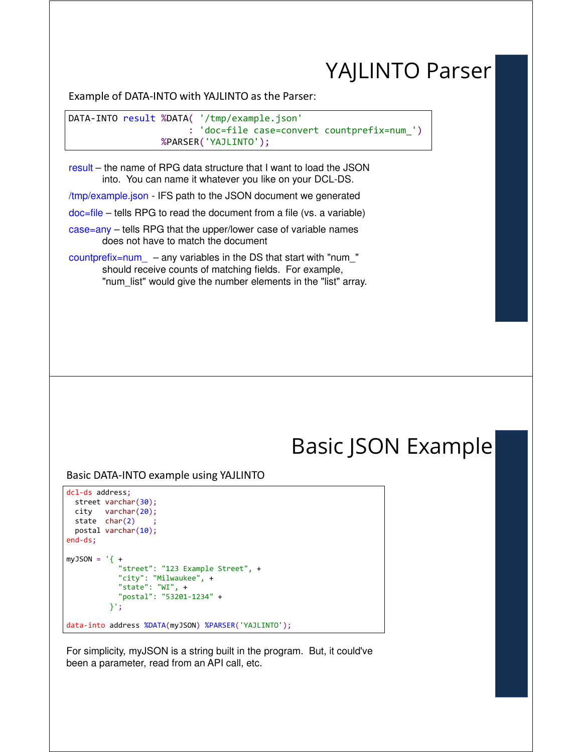# YAJLINTO Parser

Example of DATA-INTO with YAJLINTO as the Parser:

```
DATA-INTO result %DATA( '/tmp/example.json'
                      : 'doc=file case=convert countprefix=num_')
                 %PARSER('YAJLINTO');
```

result – the name of RPG data structure that I want to load the JSON into. You can name it whatever you like on your DCL-DS.

/tmp/example.json - IFS path to the JSON document we generated

doc=file – tells RPG to read the document from a file (vs. a variable)

case=any – tells RPG that the upper/lower case of variable names does not have to match the document

countprefix=num_ – any variables in the DS that start with "num_" should receive counts of matching fields. For example, "num_list" would give the number elements in the "list" array.

# Basic JSON Example

Basic DATA-INTO example using YAJLINTO

```
dcl-ds address;
  street varchar(30);
  city   varchar(20);
  state  char(2)    ;
  postal varchar(10);
end-ds;

myJSON = '{ +
            "street": "123 Example Street", +
            "city": "Milwaukee", +
            "state": "WI", +
            "postal": "53201-1234" +
          }';

data-into address %DATA(myJSON) %PARSER('YAJLINTO');
```

For simplicity, myJSON is a string built in the program. But, it could've been a parameter, read from an API call, etc.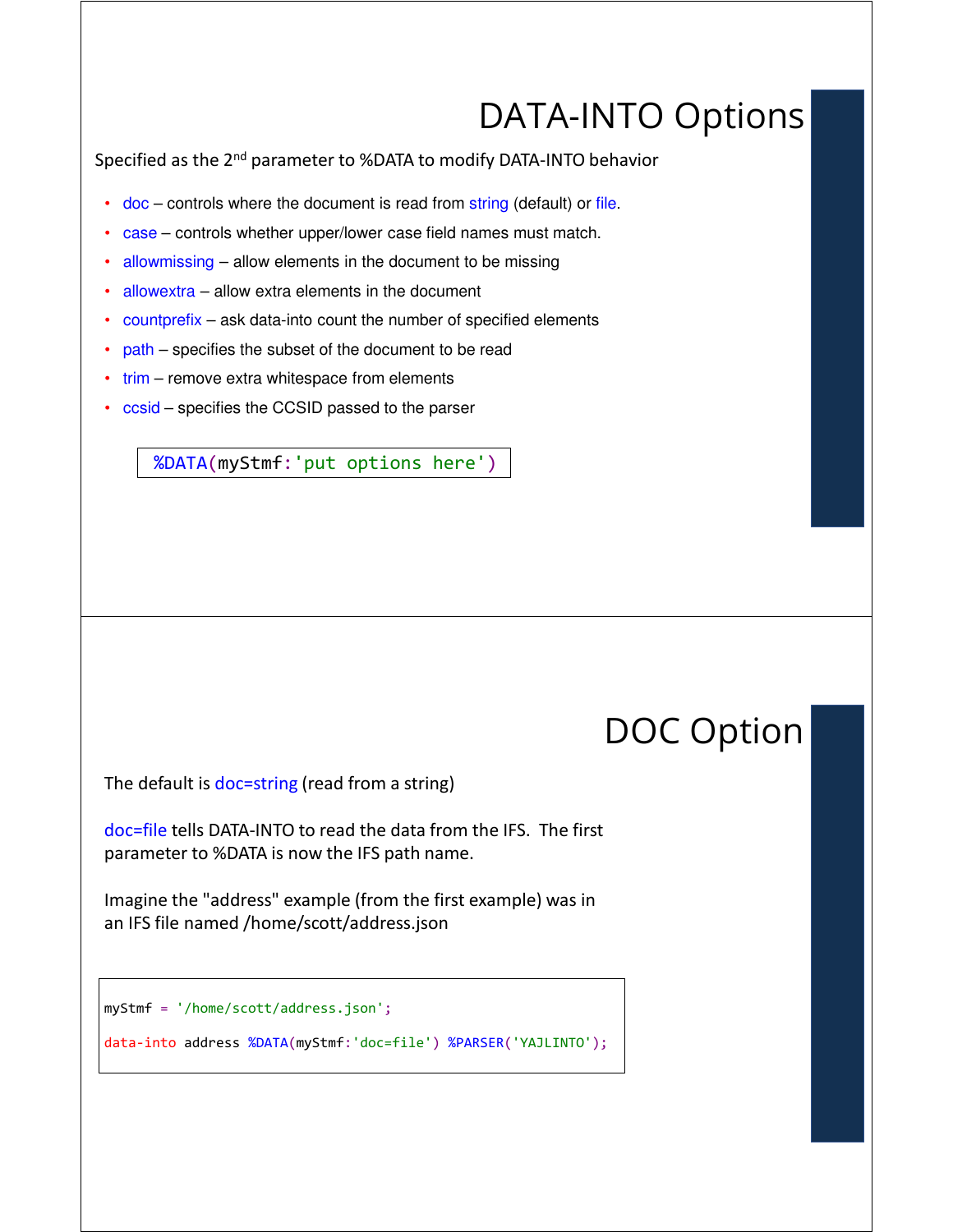# DATA-INTO Options

Specified as the 2nd parameter to %DATA to modify DATA-INTO behavior

- doc – controls where the document is read from string (default) or file.
- case – controls whether upper/lower case field names must match.
- allowmissing – allow elements in the document to be missing
- allowextra – allow extra elements in the document
- countprefix – ask data-into count the number of specified elements
- path – specifies the subset of the document to be read
- trim – remove extra whitespace from elements
- ccsid – specifies the CCSID passed to the parser

```
%DATA(myStmf:'put options here')
```

# DOC Option

The default is doc=string (read from a string)

doc=file tells DATA-INTO to read the data from the IFS. The first parameter to %DATA is now the IFS path name.

Imagine the "address" example (from the first example) was in an IFS file named /home/scott/address.json

```
myStmf = '/home/scott/address.json';

data-into address %DATA(myStmf:'doc=file') %PARSER('YAJLINTO');
```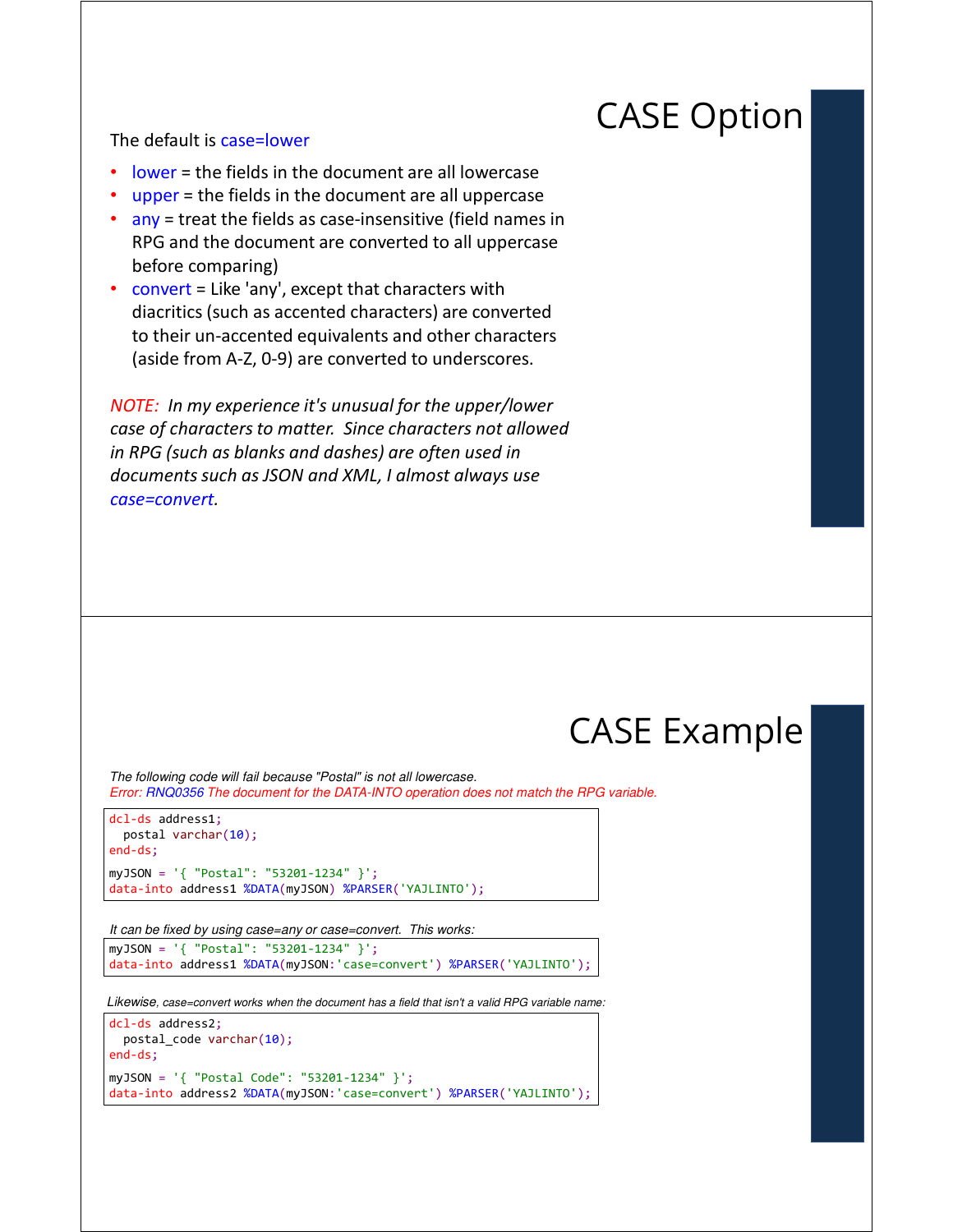## CASE Option

The default is case=lower

- lower = the fields in the document are all lowercase
- upper = the fields in the document are all uppercase
- any = treat the fields as case-insensitive (field names in RPG and the document are converted to all uppercase before comparing)
- convert = Like 'any', except that characters with diacritics (such as accented characters) are converted to their un-accented equivalents and other characters (aside from A-Z, 0-9) are converted to underscores.

*NOTE: In my experience it's unusual for the upper/lower case of characters to matter. Since characters not allowed in RPG (such as blanks and dashes) are often used in documents such as JSON and XML, I almost always use case=convert.*

## CASE Example

*The following code will fail because "Postal" is not all lowercase.*
*Error: RNQ0356 The document for the DATA-INTO operation does not match the RPG variable.*

```
dcl-ds address1;
  postal varchar(10);
end-ds;

myJSON = '{ "Postal": "53201-1234" }';
data-into address1 %DATA(myJSON) %PARSER('YAJLINTO');
```

*It can be fixed by using case=any or case=convert. This works:*

```
myJSON = '{ "Postal": "53201-1234" }';
data-into address1 %DATA(myJSON:'case=convert') %PARSER('YAJLINTO');
```

*Likewise, case=convert works when the document has a field that isn't a valid RPG variable name:*

```
dcl-ds address2;
  postal_code varchar(10);
end-ds;

myJSON = '{ "Postal Code": "53201-1234" }';
data-into address2 %DATA(myJSON:'case=convert') %PARSER('YAJLINTO');
```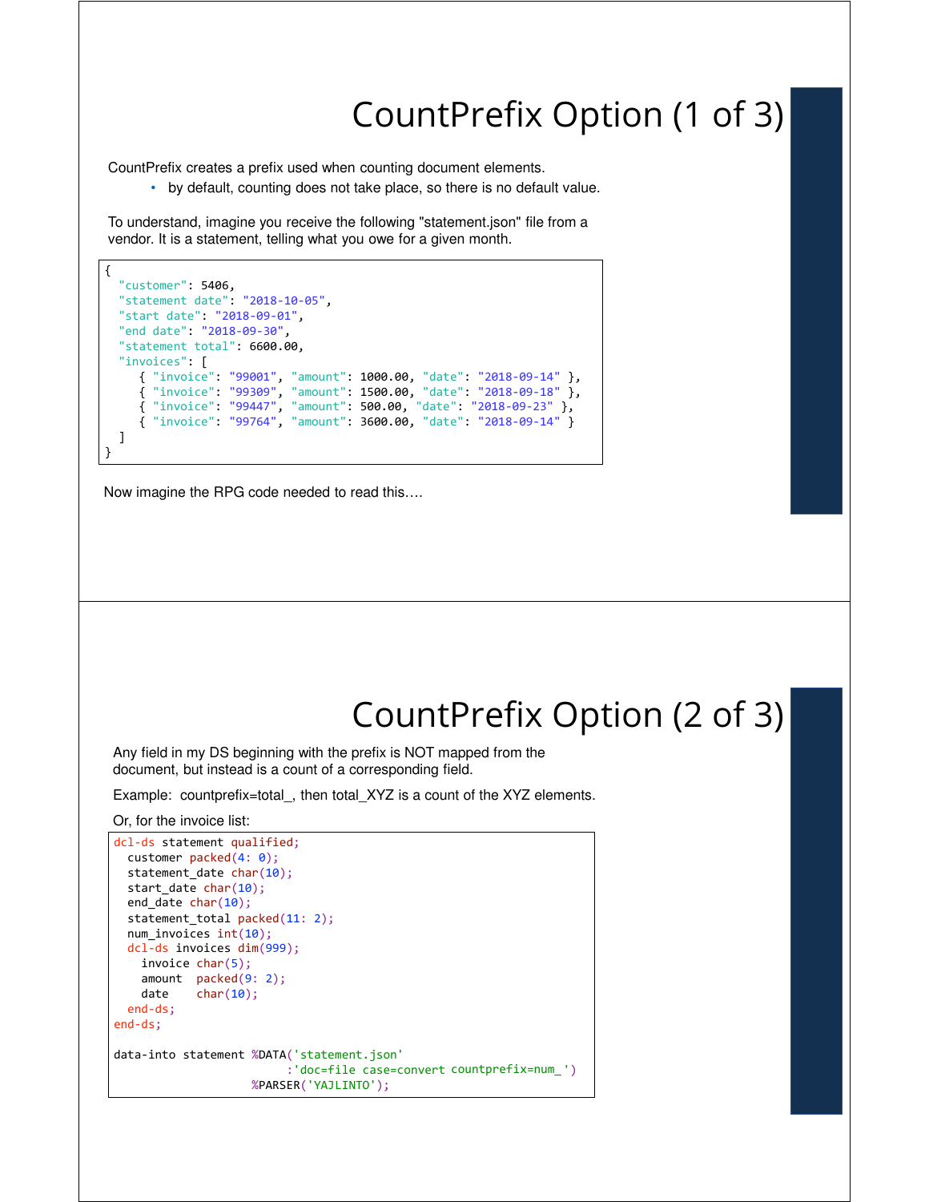# CountPrefix Option (1 of 3)

CountPrefix creates a prefix used when counting document elements.

- by default, counting does not take place, so there is no default value.

To understand, imagine you receive the following "statement.json" file from a vendor. It is a statement, telling what you owe for a given month.

```
{
  "customer": 5406,
  "statement date": "2018-10-05",
  "start date": "2018-09-01",
  "end date": "2018-09-30",
  "statement total": 6600.00,
  "invoices": [
     { "invoice": "99001", "amount": 1000.00, "date": "2018-09-14" },
     { "invoice": "99309", "amount": 1500.00, "date": "2018-09-18" },
     { "invoice": "99447", "amount": 500.00, "date": "2018-09-23" },
     { "invoice": "99764", "amount": 3600.00, "date": "2018-09-14" }
  ]
}
```

Now imagine the RPG code needed to read this….

# CountPrefix Option (2 of 3)

Any field in my DS beginning with the prefix is NOT mapped from the document, but instead is a count of a corresponding field.

Example: countprefix=total_, then total_XYZ is a count of the XYZ elements.

Or, for the invoice list:

```
dcl-ds statement qualified;
  customer packed(4: 0);
  statement_date char(10);
  start_date char(10);
  end_date char(10);
  statement_total packed(11: 2);
  num_invoices int(10);
  dcl-ds invoices dim(999);
    invoice char(5);
    amount  packed(9: 2);
    date    char(10);
  end-ds;
end-ds;

data-into statement %DATA('statement.json'
                         :'doc=file case=convert countprefix=num_')
                    %PARSER('YAJLINTO');
```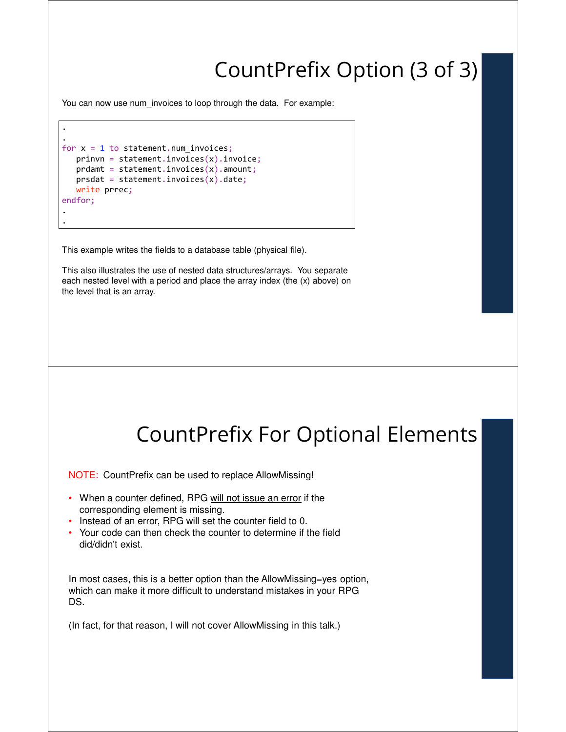# CountPrefix Option (3 of 3)

You can now use num_invoices to loop through the data. For example:

```
.
.
for x = 1 to statement.num_invoices;
   prinvn = statement.invoices(x).invoice;
   prdamt = statement.invoices(x).amount;
   prsdat = statement.invoices(x).date;
   write prrec;
endfor;
.
.
```

This example writes the fields to a database table (physical file).

This also illustrates the use of nested data structures/arrays. You separate each nested level with a period and place the array index (the (x) above) on the level that is an array.

# CountPrefix For Optional Elements

NOTE: CountPrefix can be used to replace AllowMissing!

- When a counter defined, RPG will not issue an error if the corresponding element is missing.
- Instead of an error, RPG will set the counter field to 0.
- Your code can then check the counter to determine if the field did/didn't exist.

In most cases, this is a better option than the AllowMissing=yes option, which can make it more difficult to understand mistakes in your RPG DS.

(In fact, for that reason, I will not cover AllowMissing in this talk.)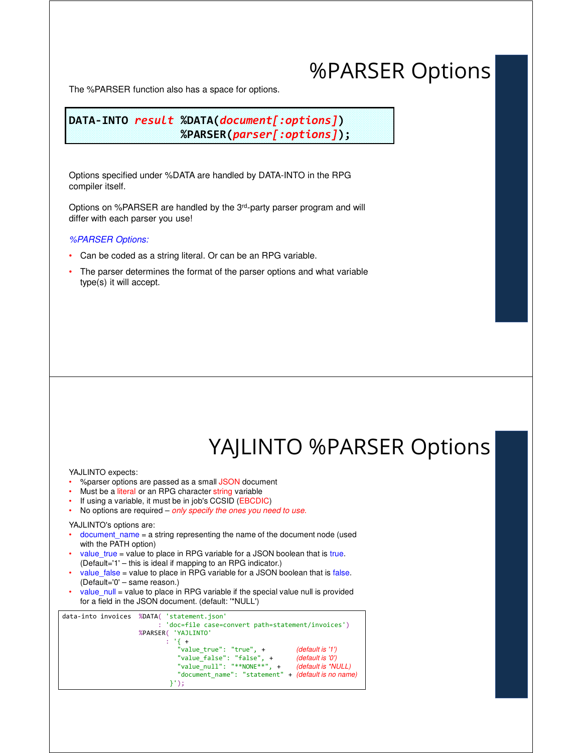# %PARSER Options

The %PARSER function also has a space for options.

```
DATA-INTO result %DATA(document[:options])
                 %PARSER(parser[:options]);
```

Options specified under %DATA are handled by DATA-INTO in the RPG compiler itself.

Options on %PARSER are handled by the 3rd-party parser program and will differ with each parser you use!

*%PARSER Options:*

- Can be coded as a string literal. Or can be an RPG variable.
- The parser determines the format of the parser options and what variable type(s) it will accept.

# YAJLINTO %PARSER Options

YAJLINTO expects:

- %parser options are passed as a small JSON document
- Must be a literal or an RPG character string variable
- If using a variable, it must be in job's CCSID (EBCDIC)
- No options are required – *only specify the ones you need to use.*

YAJLINTO's options are:

- document_name = a string representing the name of the document node (used with the PATH option)
- value_true = value to place in RPG variable for a JSON boolean that is true. (Default='1' – this is ideal if mapping to an RPG indicator.)
- value_false = value to place in RPG variable for a JSON boolean that is false. (Default='0' – same reason.)
- value_null = value to place in RPG variable if the special value null is provided for a field in the JSON document. (default: '*NULL')

```
data-into invoices  %DATA( 'statement.json'
                         : 'doc=file case=convert path=statement/invoices')
                    %PARSER( 'YAJLINTO'
                           : '{ +
                              "value_true": "true", +          (default is '1')
                              "value_false": "false", +        (default is '0')
                              "value_null": "**NONE**", +      (default is *NULL)
                              "document_name": "statement" +   (default is no name)
                            }');
```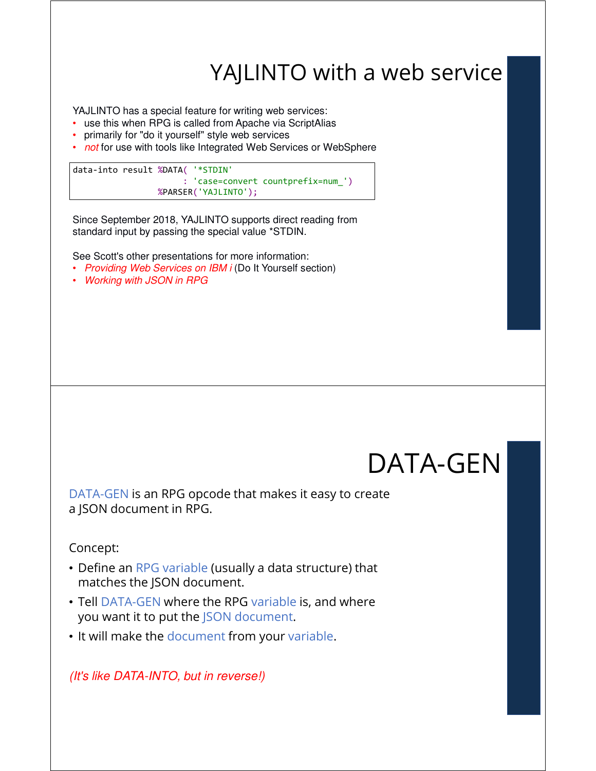# YAJLINTO with a web service

YAJLINTO has a special feature for writing web services:

- use this when RPG is called from Apache via ScriptAlias
- primarily for "do it yourself" style web services
- *not* for use with tools like Integrated Web Services or WebSphere

```
data-into result %DATA( '*STDIN'
                      : 'case=convert countprefix=num_')
                 %PARSER('YAJLINTO');
```

Since September 2018, YAJLINTO supports direct reading from standard input by passing the special value *STDIN.

See Scott's other presentations for more information:

- *Providing Web Services on IBM i* (Do It Yourself section)
- *Working with JSON in RPG*

# DATA-GEN

DATA-GEN is an RPG opcode that makes it easy to create a JSON document in RPG.

Concept:

- Define an RPG variable (usually a data structure) that matches the JSON document.
- Tell DATA-GEN where the RPG variable is, and where you want it to put the JSON document.
- It will make the document from your variable.

*(It's like DATA-INTO, but in reverse!)*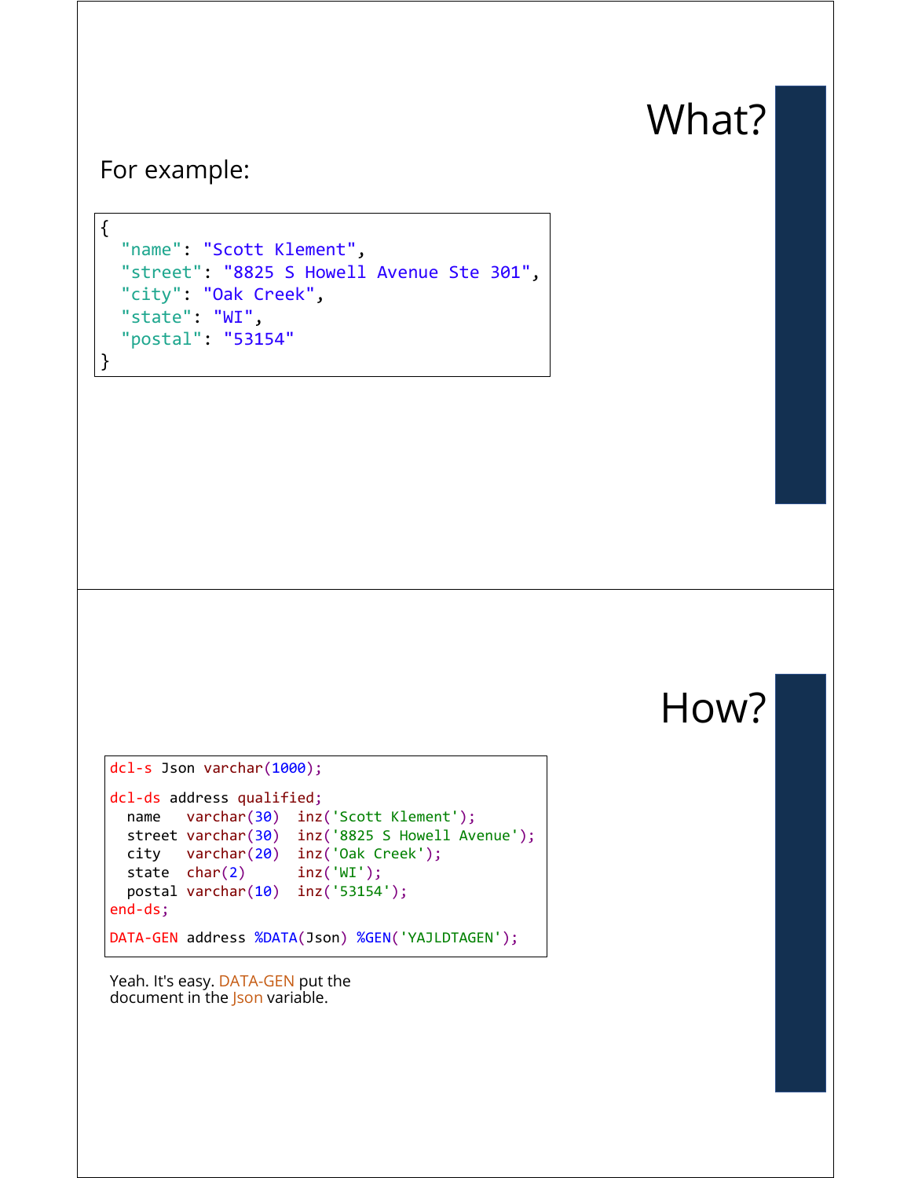# What?

For example:

```
{
  "name": "Scott Klement",
  "street": "8825 S Howell Avenue Ste 301",
  "city": "Oak Creek",
  "state": "WI",
  "postal": "53154"
}
```

# How?

```
dcl-s Json varchar(1000);

dcl-ds address qualified;
  name   varchar(30)  inz('Scott Klement');
  street varchar(30)  inz('8825 S Howell Avenue');
  city   varchar(20)  inz('Oak Creek');
  state  char(2)      inz('WI');
  postal varchar(10)  inz('53154');
end-ds;

DATA-GEN address %DATA(Json) %GEN('YAJLDTAGEN');
```

Yeah. It's easy. DATA-GEN put the document in the Json variable.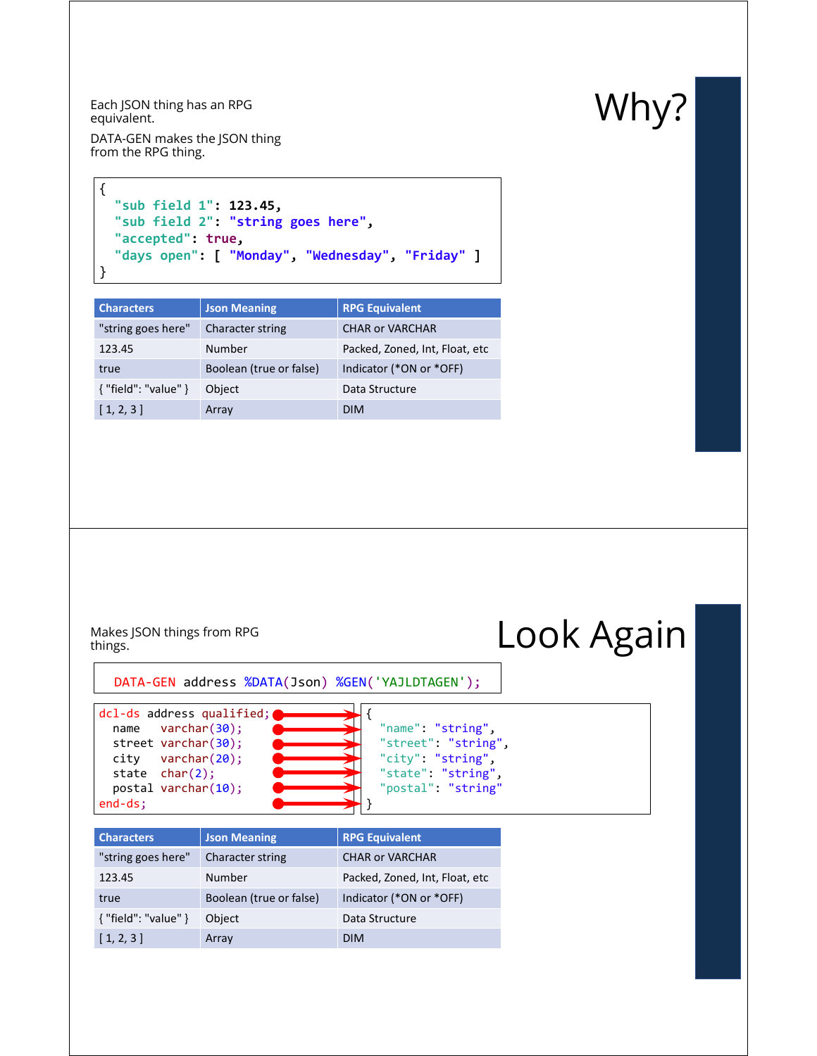# Why?

Each JSON thing has an RPG equivalent.

DATA-GEN makes the JSON thing from the RPG thing.

```
{
  "sub field 1": 123.45,
  "sub field 2": "string goes here",
  "accepted": true,
  "days open": [ "Monday", "Wednesday", "Friday" ]
}
```

| Characters | Json Meaning | RPG Equivalent |
|---|---|---|
| "string goes here" | Character string | CHAR or VARCHAR |
| 123.45 | Number | Packed, Zoned, Int, Float, etc |
| true | Boolean (true or false) | Indicator (*ON or *OFF) |
| { "field": "value" } | Object | Data Structure |
| [ 1, 2, 3 ] | Array | DIM |

# Look Again

Makes JSON things from RPG things.

```
DATA-GEN address %DATA(Json) %GEN('YAJLDTAGEN');
```

```
dcl-ds address qualified;
  name   varchar(30);
  street varchar(30);
  city   varchar(20);
  state  char(2);
  postal varchar(10);
end-ds;
```

```
{
  "name": "string",
  "street": "string",
  "city": "string",
  "state": "string",
  "postal": "string"
}
```

| Characters | Json Meaning | RPG Equivalent |
|---|---|---|
| "string goes here" | Character string | CHAR or VARCHAR |
| 123.45 | Number | Packed, Zoned, Int, Float, etc |
| true | Boolean (true or false) | Indicator (*ON or *OFF) |
| { "field": "value" } | Object | Data Structure |
| [ 1, 2, 3 ] | Array | DIM |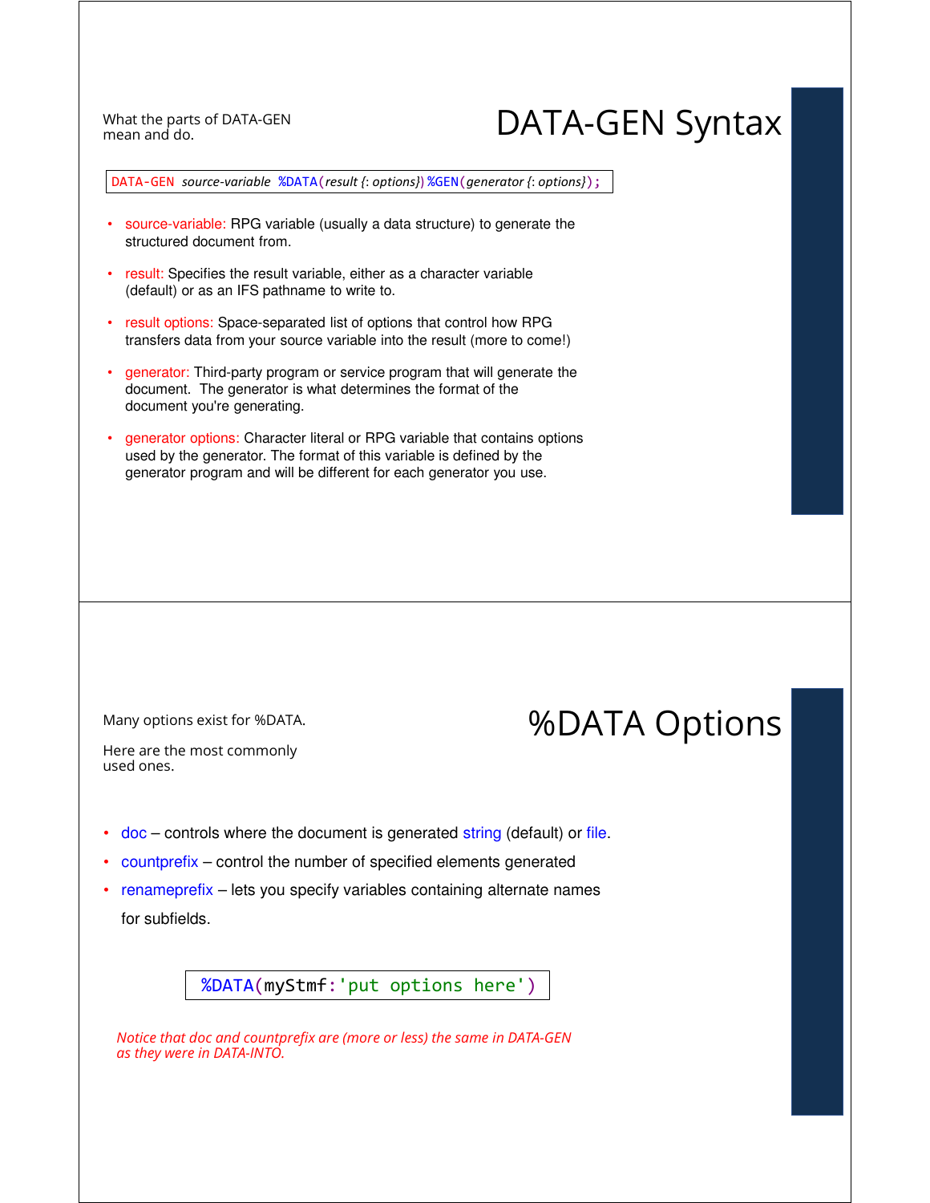## DATA-GEN Syntax

What the parts of DATA-GEN mean and do.

```
DATA-GEN source-variable %DATA(result {: options}) %GEN(generator {: options});
```

- source-variable: RPG variable (usually a data structure) to generate the structured document from.
- result: Specifies the result variable, either as a character variable (default) or as an IFS pathname to write to.
- result options: Space-separated list of options that control how RPG transfers data from your source variable into the result (more to come!)
- generator: Third-party program or service program that will generate the document. The generator is what determines the format of the document you're generating.
- generator options: Character literal or RPG variable that contains options used by the generator. The format of this variable is defined by the generator program and will be different for each generator you use.

## %DATA Options

Many options exist for %DATA.

Here are the most commonly used ones.

- doc – controls where the document is generated string (default) or file.
- countprefix – control the number of specified elements generated
- renameprefix – lets you specify variables containing alternate names for subfields.

```
%DATA(myStmf:'put options here')
```

*Notice that doc and countprefix are (more or less) the same in DATA-GEN as they were in DATA-INTO.*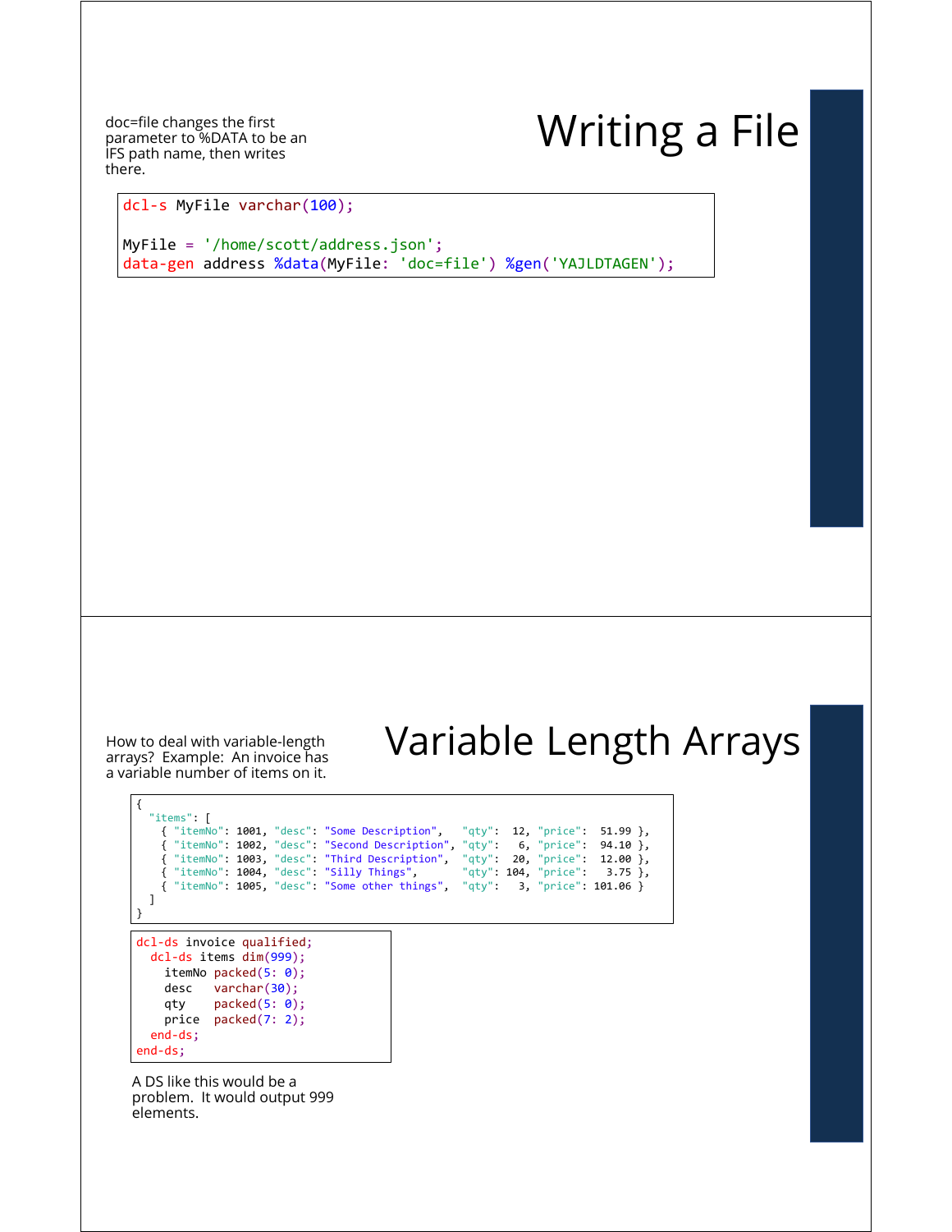## Writing a File

doc=file changes the first parameter to %DATA to be an IFS path name, then writes there.

```
dcl-s MyFile varchar(100);

MyFile = '/home/scott/address.json';
data-gen address %data(MyFile: 'doc=file') %gen('YAJLDTAGEN');
```

## Variable Length Arrays

How to deal with variable-length arrays? Example: An invoice has a variable number of items on it.

```
{
  "items": [
    { "itemNo": 1001, "desc": "Some Description",   "qty":  12, "price":  51.99 },
    { "itemNo": 1002, "desc": "Second Description", "qty":   6, "price":  94.10 },
    { "itemNo": 1003, "desc": "Third Description",  "qty":  20, "price":  12.00 },
    { "itemNo": 1004, "desc": "Silly Things",       "qty": 104, "price":   3.75 },
    { "itemNo": 1005, "desc": "Some other things",  "qty":   3, "price": 101.06 }
  ]
}
```

```
dcl-ds invoice qualified;
  dcl-ds items dim(999);
    itemNo packed(5: 0);
    desc   varchar(30);
    qty    packed(5: 0);
    price  packed(7: 2);
  end-ds;
end-ds;
```

A DS like this would be a problem. It would output 999 elements.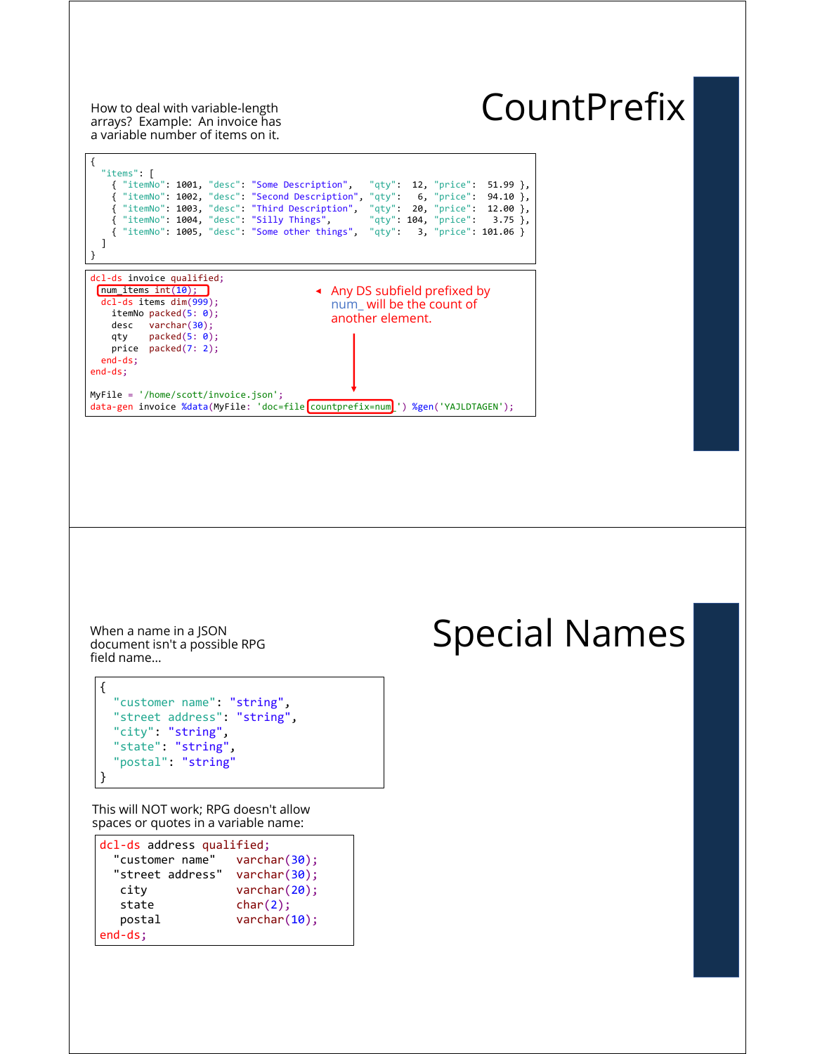# CountPrefix

How to deal with variable-length arrays? Example: An invoice has a variable number of items on it.

```
{
  "items": [
    { "itemNo": 1001, "desc": "Some Description",   "qty":  12, "price":  51.99 },
    { "itemNo": 1002, "desc": "Second Description", "qty":   6, "price":  94.10 },
    { "itemNo": 1003, "desc": "Third Description",  "qty":  20, "price":  12.00 },
    { "itemNo": 1004, "desc": "Silly Things",       "qty": 104, "price":   3.75 },
    { "itemNo": 1005, "desc": "Some other things",  "qty":   3, "price": 101.06 }
  ]
}
```

```
dcl-ds invoice qualified;
  num_items int(10);
  dcl-ds items dim(999);
    itemNo packed(5: 0);
    desc   varchar(30);
    qty    packed(5: 0);
    price  packed(7: 2);
  end-ds;
end-ds;

MyFile = '/home/scott/invoice.json';
data-gen invoice %data(MyFile: 'doc=file countprefix=num_') %gen('YAJLDTAGEN');
```

Any DS subfield prefixed by num_ will be the count of another element.

# Special Names

When a name in a JSON document isn't a possible RPG field name...

```
{
  "customer name": "string",
  "street address": "string",
  "city": "string",
  "state": "string",
  "postal": "string"
}
```

This will NOT work; RPG doesn't allow spaces or quotes in a variable name:

```
dcl-ds address qualified;
  "customer name"   varchar(30);
  "street address"  varchar(30);
   city             varchar(20);
   state            char(2);
   postal           varchar(10);
end-ds;
```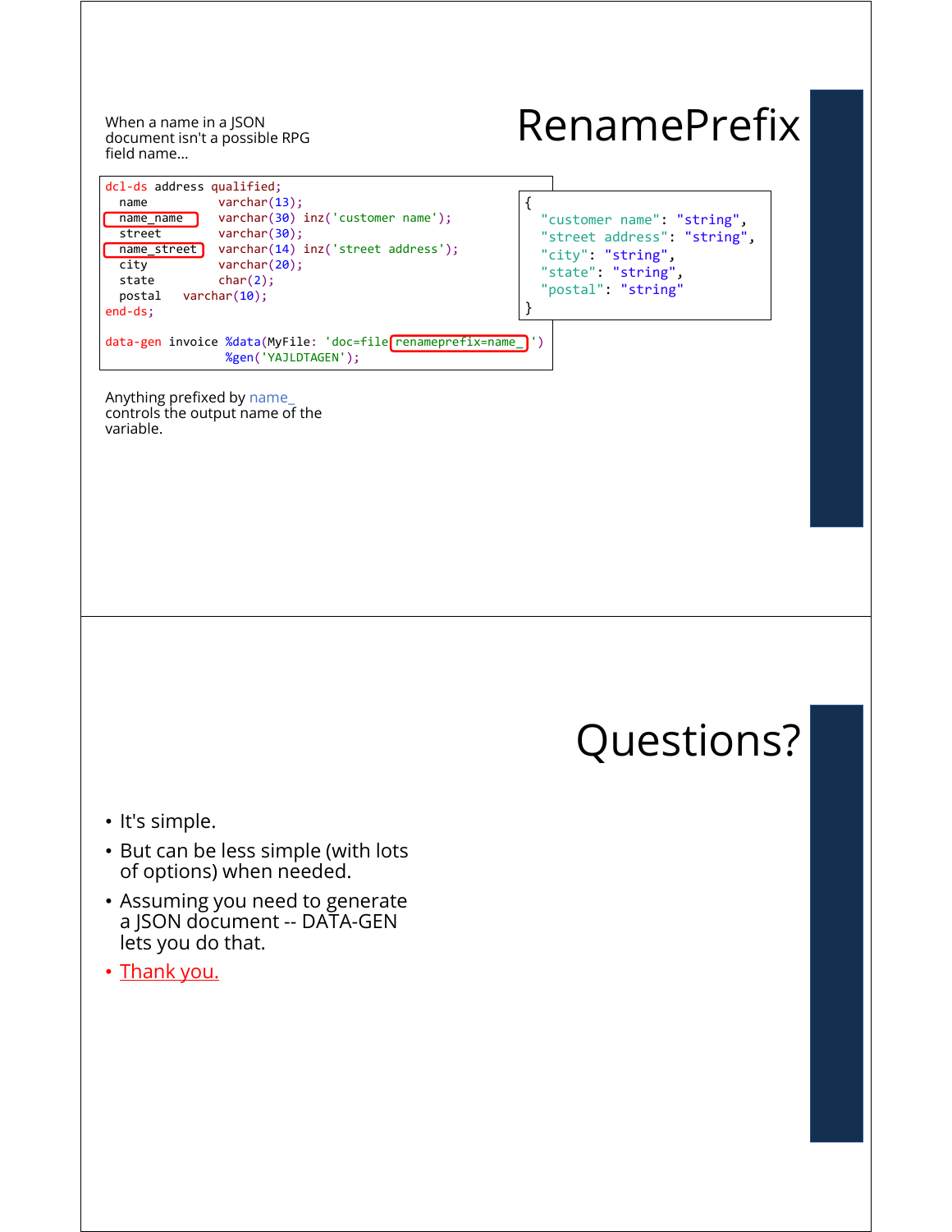# RenamePrefix

When a name in a JSON document isn't a possible RPG field name...

```
dcl-ds address qualified;
  name          varchar(13);
  name_name     varchar(30) inz('customer name');
  street        varchar(30);
  name_street   varchar(14) inz('street address');
  city          varchar(20);
  state         char(2);
  postal    varchar(10);
end-ds;

data-gen invoice %data(MyFile: 'doc=file renameprefix=name_')
                 %gen('YAJLDTAGEN');
```

```
{
  "customer name": "string",
  "street address": "string",
  "city": "string",
  "state": "string",
  "postal": "string"
}
```

Anything prefixed by name_ controls the output name of the variable.

# Questions?

- It's simple.
- But can be less simple (with lots of options) when needed.
- Assuming you need to generate a JSON document -- DATA-GEN lets you do that.
- Thank you.